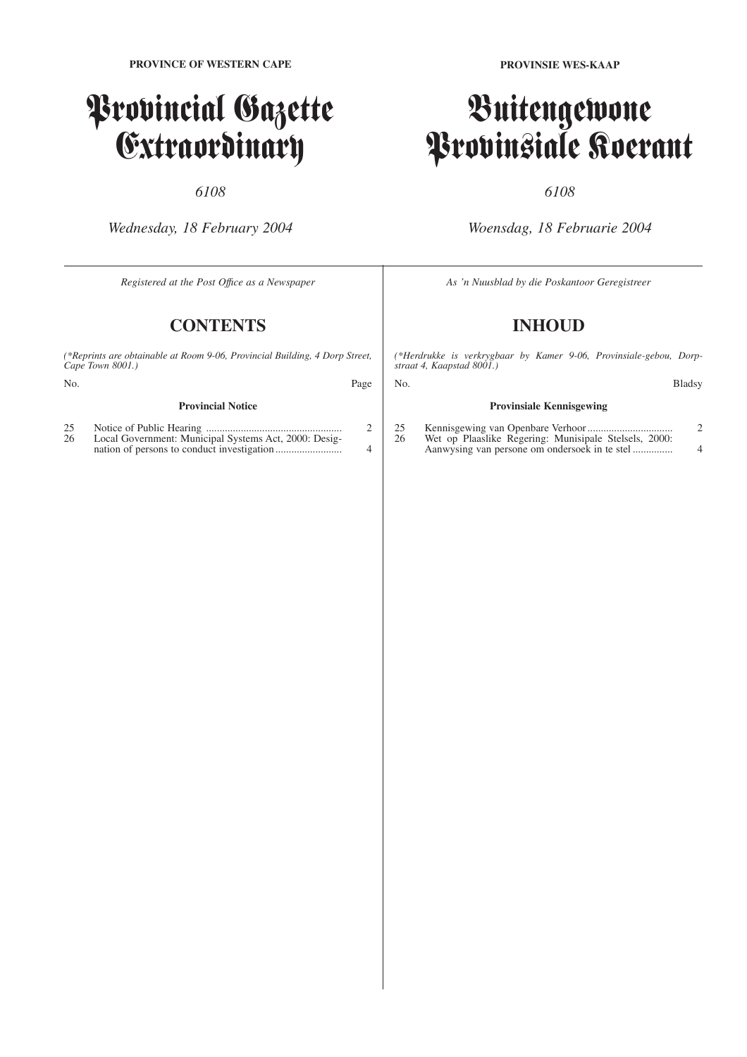**PROVINCE OF WESTERN CAPE**

# Provincial Gazette Extraordinary

*6108*

*Wednesday, 18 February 2004*

*Registered at the Post Office as a Newspaper*

## CONTENTS

*(\*Reprints are obtainable at Room 9-06, Provincial Building, 4 Dorp Street, Cape Town 8001.)*

| No. | | Page |
|---|---|---|
| | **Provincial Notice** | |
| 25 | Notice of Public Hearing | 2 |
| 26 | Local Government: Municipal Systems Act, 2000: Designation of persons to conduct investigation | 4 |

**PROVINSIE WES-KAAP**

# Buitengewone Provinsiale Koerant

*6108*

*Woensdag, 18 Februarie 2004*

*As 'n Nuusblad by die Poskantoor Geregistreer*

## INHOUD

*(\*Herdrukke is verkrygbaar by Kamer 9-06, Provinsiale-gebou, Dorpstraat 4, Kaapstad 8001.)*

| No. | | Bladsy |
|---|---|---|
| | **Provinsiale Kennisgewing** | |
| 25 | Kennisgewing van Openbare Verhoor | 2 |
| 26 | Wet op Plaaslike Regering: Munisipale Stelsels, 2000: Aanwysing van persone om ondersoek in te stel | 4 |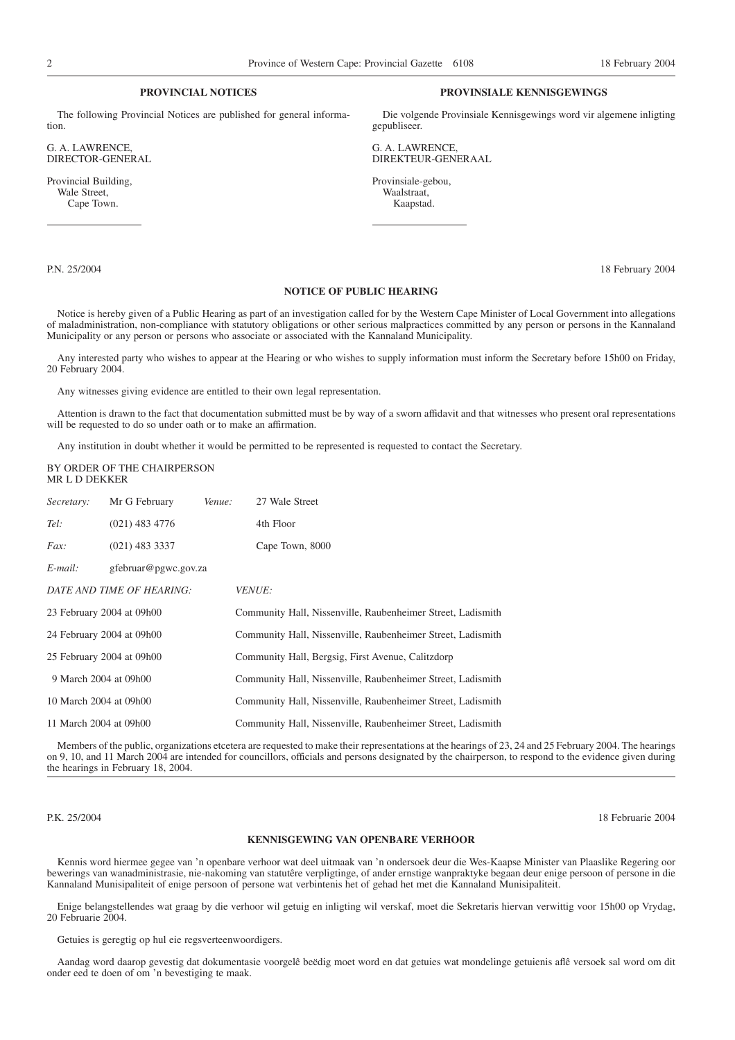## PROVINCIAL NOTICES

The following Provincial Notices are published for general information.

G. A. LAWRENCE,
DIRECTOR-GENERAL

Provincial Building,
Wale Street,
Cape Town.

## PROVINSIALE KENNISGEWINGS

Die volgende Provinsiale Kennisgewings word vir algemene inligting gepubliseer.

G. A. LAWRENCE,
DIREKTEUR-GENERAAL

Provinsiale-gebou,
Waalstraat,
Kaapstad.

---

P.N. 25/2004 — 18 February 2004

### NOTICE OF PUBLIC HEARING

Notice is hereby given of a Public Hearing as part of an investigation called for by the Western Cape Minister of Local Government into allegations of maladministration, non-compliance with statutory obligations or other serious malpractices committed by any person or persons in the Kannaland Municipality or any person or persons who associate or associated with the Kannaland Municipality.

Any interested party who wishes to appear at the Hearing or who wishes to supply information must inform the Secretary before 15h00 on Friday, 20 February 2004.

Any witnesses giving evidence are entitled to their own legal representation.

Attention is drawn to the fact that documentation submitted must be by way of a sworn affidavit and that witnesses who present oral representations will be requested to do so under oath or to make an affirmation.

Any institution in doubt whether it would be permitted to be represented is requested to contact the Secretary.

BY ORDER OF THE CHAIRPERSON
MR L D DEKKER

*Secretary:* Mr G February
*Tel:* (021) 483 4776
*Fax:* (021) 483 3337
*E-mail:* gfebruar@pgwc.gov.za

*Venue:* 27 Wale Street
4th Floor
Cape Town, 8000

| *DATE AND TIME OF HEARING:* | *VENUE:* |
|---|---|
| 23 February 2004 at 09h00 | Community Hall, Nissenville, Raubenheimer Street, Ladismith |
| 24 February 2004 at 09h00 | Community Hall, Nissenville, Raubenheimer Street, Ladismith |
| 25 February 2004 at 09h00 | Community Hall, Bergsig, First Avenue, Calitzdorp |
| 9 March 2004 at 09h00 | Community Hall, Nissenville, Raubenheimer Street, Ladismith |
| 10 March 2004 at 09h00 | Community Hall, Nissenville, Raubenheimer Street, Ladismith |
| 11 March 2004 at 09h00 | Community Hall, Nissenville, Raubenheimer Street, Ladismith |

Members of the public, organizations etcetera are requested to make their representations at the hearings of 23, 24 and 25 February 2004. The hearings on 9, 10, and 11 March 2004 are intended for councillors, officials and persons designated by the chairperson, to respond to the evidence given during the hearings in February 18, 2004.

---

P.K. 25/2004 — 18 Februarie 2004

### KENNISGEWING VAN OPENBARE VERHOOR

Kennis word hiermee gegee van 'n openbare verhoor wat deel uitmaak van 'n ondersoek deur die Wes-Kaapse Minister van Plaaslike Regering oor bewerings van wanadministrasie, nie-nakoming van statutêre verpligtinge, of ander ernstige wanpraktyke begaan deur enige persoon of persone in die Kannaland Munisipaliteit of enige persoon of persone wat verbintenis het of gehad het met die Kannaland Munisipaliteit.

Enige belangstellendes wat graag by die verhoor wil getuig en inligting wil verskaf, moet die Sekretaris hiervan verwittig voor 15h00 op Vrydag, 20 Februarie 2004.

Getuies is geregtig op hul eie regsverteenwoordigers.

Aandag word daarop gevestig dat dokumentasie voorgelê beëdig moet word en dat getuies wat mondelinge getuienis aflê versoek sal word om dit onder eed te doen of om 'n bevestiging te maak.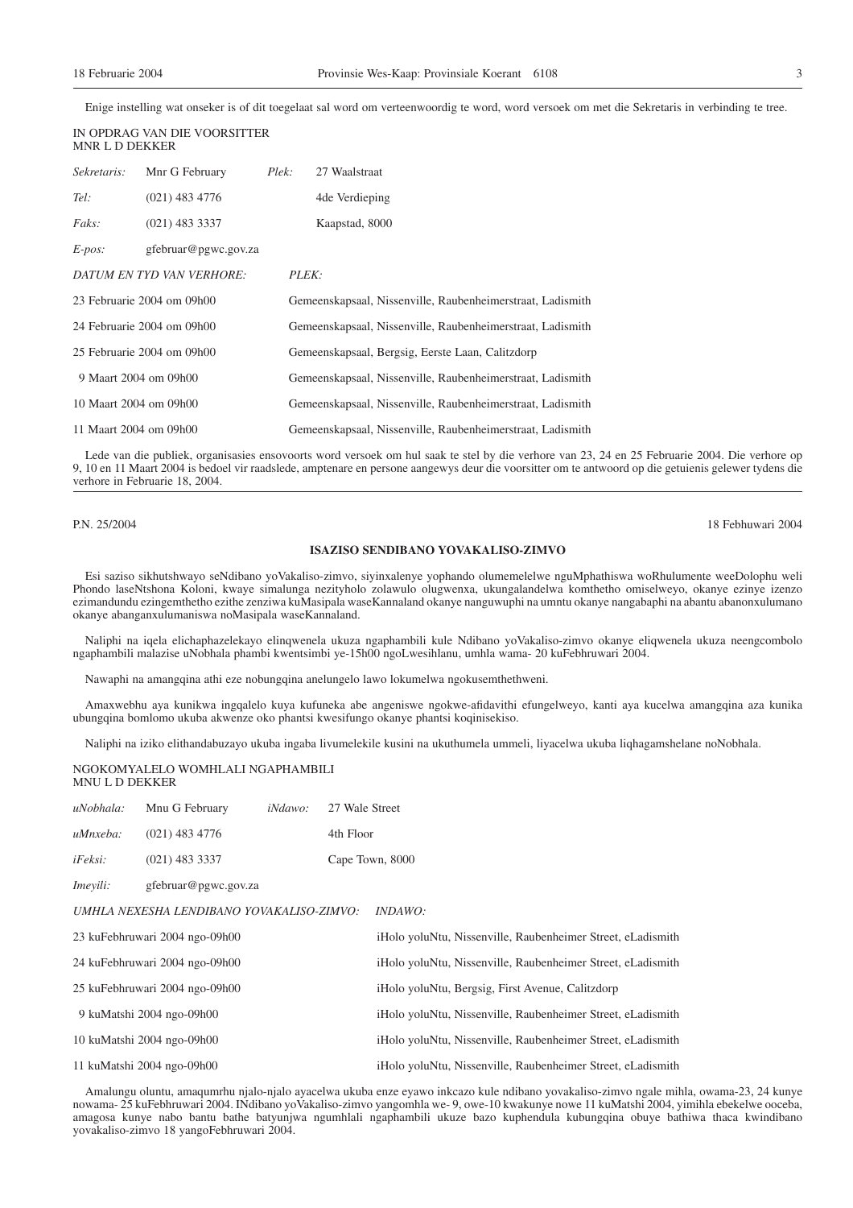Enige instelling wat onseker is of dit toegelaat sal word om verteenwoordig te word, word versoek om met die Sekretaris in verbinding te tree.

IN OPDRAG VAN DIE VOORSITTER
MNR L D DEKKER

| | | | |
|---|---|---|---|
| *Sekretaris:* | Mnr G February | *Plek:* | 27 Waalstraat |
| *Tel:* | (021) 483 4776 | | 4de Verdieping |
| *Faks:* | (021) 483 3337 | | Kaapstad, 8000 |
| *E-pos:* | gfebruar@pgwc.gov.za | | |

| *DATUM EN TYD VAN VERHORE:* | *PLEK:* |
|---|---|
| 23 Februarie 2004 om 09h00 | Gemeenskapsaal, Nissenville, Raubenheimerstraat, Ladismith |
| 24 Februarie 2004 om 09h00 | Gemeenskapsaal, Nissenville, Raubenheimerstraat, Ladismith |
| 25 Februarie 2004 om 09h00 | Gemeenskapsaal, Bergsig, Eerste Laan, Calitzdorp |
| 9 Maart 2004 om 09h00 | Gemeenskapsaal, Nissenville, Raubenheimerstraat, Ladismith |
| 10 Maart 2004 om 09h00 | Gemeenskapsaal, Nissenville, Raubenheimerstraat, Ladismith |
| 11 Maart 2004 om 09h00 | Gemeenskapsaal, Nissenville, Raubenheimerstraat, Ladismith |

Lede van die publiek, organisasies ensovoorts word versoek om hul saak te stel by die verhore van 23, 24 en 25 Februarie 2004. Die verhore op 9, 10 en 11 Maart 2004 is bedoel vir raadslede, amptenare en persone aangewys deur die voorsitter om te antwoord op die getuienis gelewer tydens die verhore in Februarie 18, 2004.

---

P.N. 25/2004 18 Febhuwari 2004

## ISAZISO SENDIBANO YOVAKALISO-ZIMVO

Esi saziso sikhutshwayo seNdibano yoVakaliso-zimvo, siyinxalenye yophando olumemelelwe nguMphathiswa woRhulumente weeDolophu weli Phondo laseNtshona Koloni, kwaye simalunga nezityholo zolawulo olugwenxa, ukungalandelwa komthetho omiselweyo, okanye ezinye izenzo ezimandundu ezingemthetho ezithe zenziwa kuMasipala waseKannaland okanye nanguwuphi na umntu okanye nangabaphi na abantu abanonxulumano okanye abanganxulumaniswa noMasipala waseKannaland.

Naliphi na iqela elichaphazelekayo elinqwenela ukuza ngaphambili kule Ndibano yoVakaliso-zimvo okanye eliqwenela ukuza neengcombolo ngaphambili malazise uNobhala phambi kwentsimbi ye-15h00 ngoLwesihlanu, umhla wama- 20 kuFebhruwari 2004.

Nawaphi na amangqina athi eze nobungqina anelungelo lawo lokumelwa ngokusemthethweni.

Amaxwebhu aya kunikwa ingqalelo kuya kufuneka abe angeniswe ngokwe-afidavithi efungelweyo, kanti aya kucelwa amangqina aza kunika ubungqina bomlomo ukuba akwenze oko phantsi kwesifungo okanye phantsi koqinisekiso.

Naliphi na iziko elithandabuzayo ukuba ingaba livumelekile kusini na ukuthumela ummeli, liyacelwa ukuba liqhagamshelane noNobhala.

NGOKOMYALELO WOMHLALI NGAPHAMBILI
MNU L D DEKKER

| | | | |
|---|---|---|---|
| *uNobhala:* | Mnu G February | *iNdawo:* | 27 Wale Street |
| *uMnxeba:* | (021) 483 4776 | | 4th Floor |
| *iFeksi:* | (021) 483 3337 | | Cape Town, 8000 |
| *Imeyili:* | gfebruar@pgwc.gov.za | | |

| *UMHLA NEXESHA LENDIBANO YOVAKALISO-ZIMVO:* | *INDAWO:* |
|---|---|
| 23 kuFebhruwari 2004 ngo-09h00 | iHolo yoluNtu, Nissenville, Raubenheimer Street, eLadismith |
| 24 kuFebhruwari 2004 ngo-09h00 | iHolo yoluNtu, Nissenville, Raubenheimer Street, eLadismith |
| 25 kuFebhruwari 2004 ngo-09h00 | iHolo yoluNtu, Bergsig, First Avenue, Calitzdorp |
| 9 kuMatshi 2004 ngo-09h00 | iHolo yoluNtu, Nissenville, Raubenheimer Street, eLadismith |
| 10 kuMatshi 2004 ngo-09h00 | iHolo yoluNtu, Nissenville, Raubenheimer Street, eLadismith |
| 11 kuMatshi 2004 ngo-09h00 | iHolo yoluNtu, Nissenville, Raubenheimer Street, eLadismith |

Amalungu oluntu, amaqumrhu njalo-njalo ayacelwa ukuba enze eyawo inkcazo kule ndibano yovakaliso-zimvo ngale mihla, owama-23, 24 kunye nowama- 25 kuFebhruwari 2004. INdibano yoVakaliso-zimvo yangomhla we- 9, owe-10 kwakunye nowe 11 kuMatshi 2004, yimihla ebekelwe ooceba, amagosa kunye nabo bantu bathe batyunjwa ngumhlali ngaphambili ukuze bazo kuphendula kubungqina obuye bathiwa thaca kwindibano yovakaliso-zimvo 18 yangoFebhruwari 2004.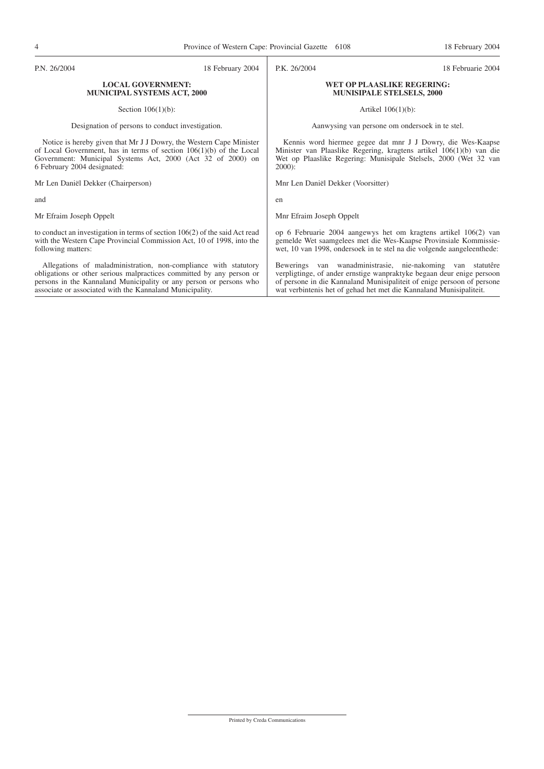P.N. 26/2004 18 February 2004

**LOCAL GOVERNMENT: MUNICIPAL SYSTEMS ACT, 2000**

Section 106(1)(b):

Designation of persons to conduct investigation.

Notice is hereby given that Mr J J Dowry, the Western Cape Minister of Local Government, has in terms of section 106(1)(b) of the Local Government: Municipal Systems Act, 2000 (Act 32 of 2000) on 6 February 2004 designated:

Mr Len Daniël Dekker (Chairperson)

and

Mr Efraim Joseph Oppelt

to conduct an investigation in terms of section 106(2) of the said Act read with the Western Cape Provincial Commission Act, 10 of 1998, into the following matters:

Allegations of maladministration, non-compliance with statutory obligations or other serious malpractices committed by any person or persons in the Kannaland Municipality or any person or persons who associate or associated with the Kannaland Municipality.

P.K. 26/2004 18 Februarie 2004

**WET OP PLAASLIKE REGERING: MUNISIPALE STELSELS, 2000**

Artikel 106(1)(b):

Aanwysing van persone om ondersoek in te stel.

Kennis word hiermee gegee dat mnr J J Dowry, die Wes-Kaapse Minister van Plaaslike Regering, kragtens artikel 106(1)(b) van die Wet op Plaaslike Regering: Munisipale Stelsels, 2000 (Wet 32 van 2000):

Mnr Len Daniël Dekker (Voorsitter)

en

Mnr Efraim Joseph Oppelt

op 6 Februarie 2004 aangewys het om kragtens artikel 106(2) van gemelde Wet saamgelees met die Wes-Kaapse Provinsiale Kommissiewet, 10 van 1998, ondersoek in te stel na die volgende aangeleenthede:

Bewerings van wanadministrasie, nie-nakoming van statutêre verpligtinge, of ander ernstige wanpraktyke begaan deur enige persoon of persone in die Kannaland Munisipaliteit of enige persoon of persone wat verbintenis het of gehad het met die Kannaland Munisipaliteit.

Printed by Creda Communications